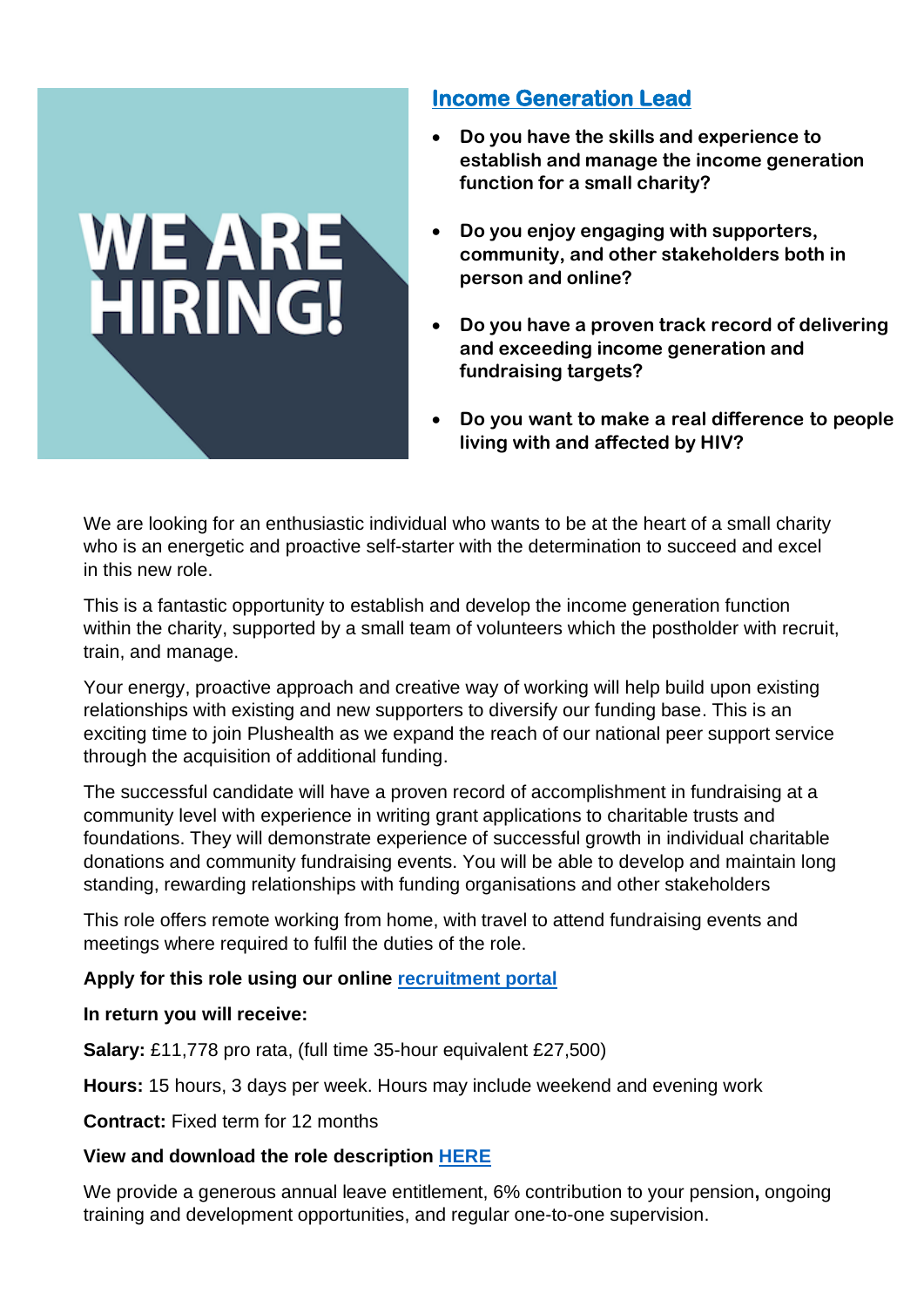WE ARE HIRING!

## Income Generation Lead

- **Do you have the skills and experience to establish and manage the income generation function for a small charity?**
- **Do you enjoy engaging with supporters, community, and other stakeholders both in person and online?**
- **Do you have a proven track record of delivering and exceeding income generation and fundraising targets?**
- **Do you want to make a real difference to people living with and affected by HIV?**

We are looking for an enthusiastic individual who wants to be at the heart of a small charity who is an energetic and proactive self-starter with the determination to succeed and excel in this new role.

This is a fantastic opportunity to establish and develop the income generation function within the charity, supported by a small team of volunteers which the postholder with recruit, train, and manage.

Your energy, proactive approach and creative way of working will help build upon existing relationships with existing and new supporters to diversify our funding base. This is an exciting time to join Plushealth as we expand the reach of our national peer support service through the acquisition of additional funding.

The successful candidate will have a proven record of accomplishment in fundraising at a community level with experience in writing grant applications to charitable trusts and foundations. They will demonstrate experience of successful growth in individual charitable donations and community fundraising events. You will be able to develop and maintain long standing, rewarding relationships with funding organisations and other stakeholders

This role offers remote working from home, with travel to attend fundraising events and meetings where required to fulfil the duties of the role.

**Apply for this role using our online recruitment portal**

**In return you will receive:**

**Salary:** £11,778 pro rata, (full time 35-hour equivalent £27,500)

**Hours:** 15 hours, 3 days per week. Hours may include weekend and evening work

**Contract:** Fixed term for 12 months

**View and download the role description HERE**

We provide a generous annual leave entitlement, 6% contribution to your pension**,** ongoing training and development opportunities, and regular one-to-one supervision.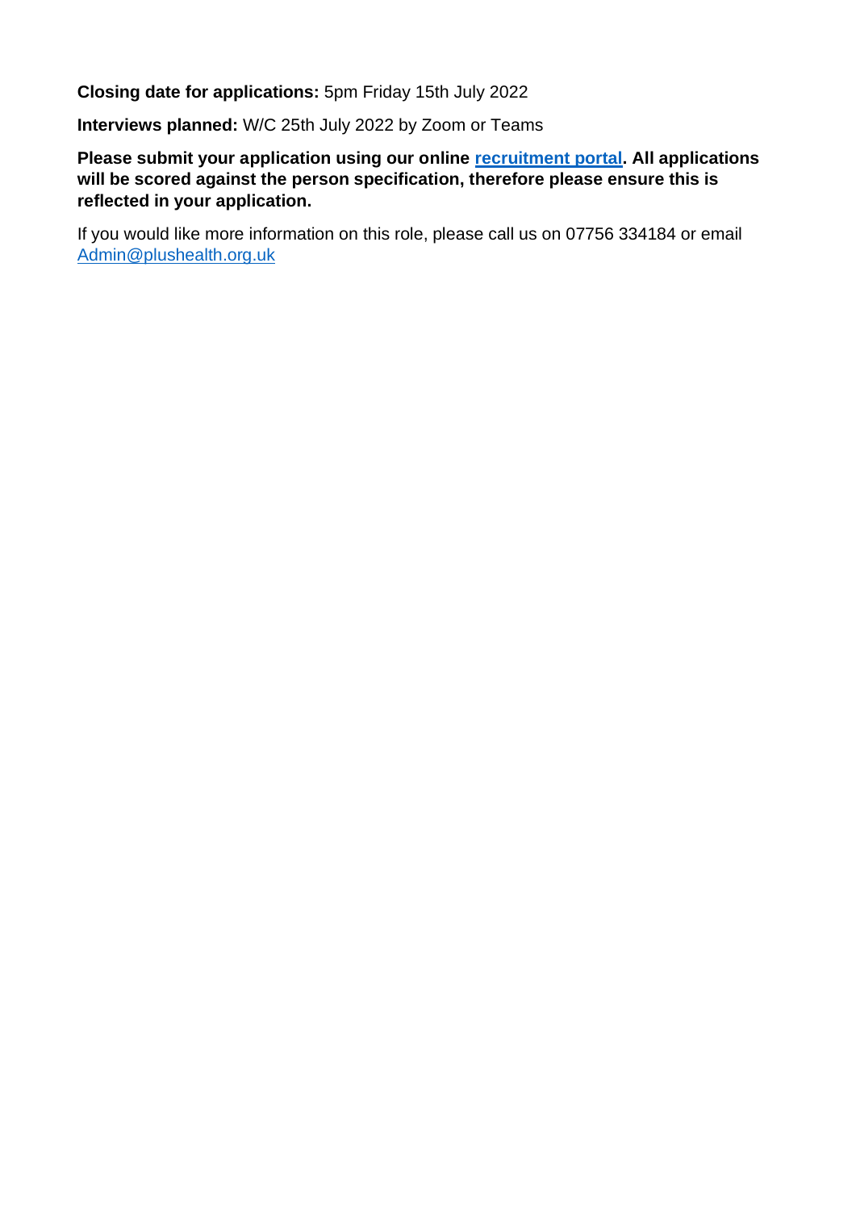**Closing date for applications:** 5pm Friday 15th July 2022

**Interviews planned:** W/C 25th July 2022 by Zoom or Teams

**Please submit your application using our online recruitment portal. All applications will be scored against the person specification, therefore please ensure this is reflected in your application.**

If you would like more information on this role, please call us on 07756 334184 or email Admin@plushealth.org.uk